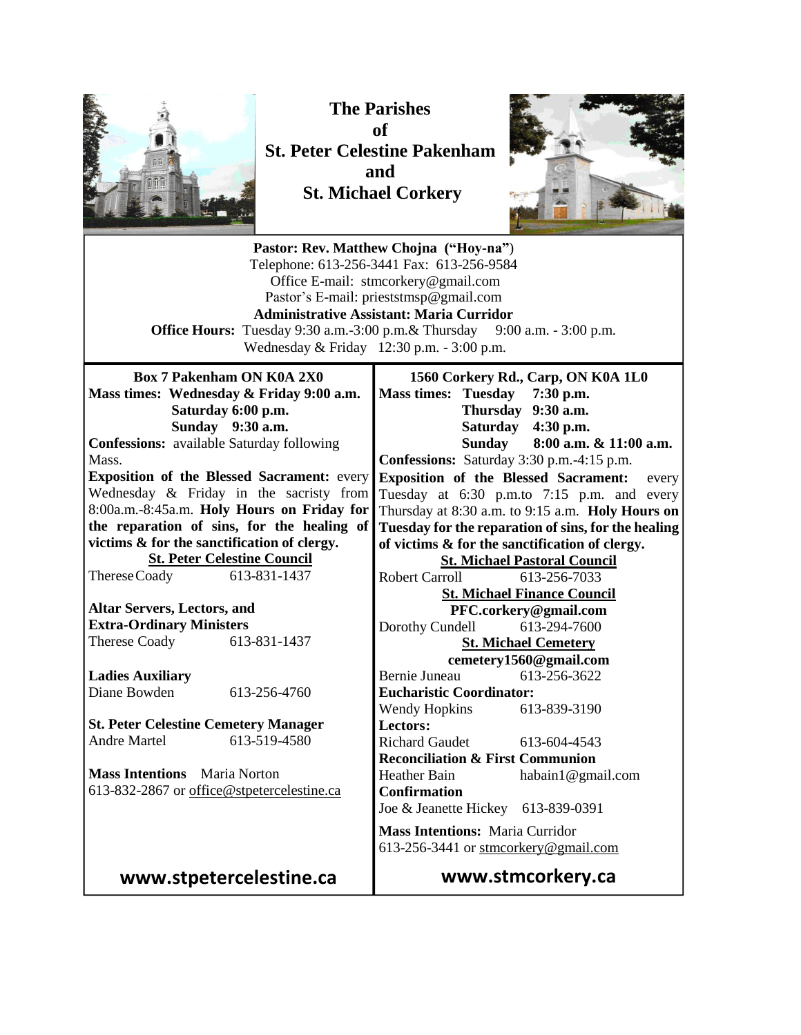# The Parishes of St. Peter Celestine Pakenham and St. Michael Corkery

**Pastor: Rev. Matthew Chojna ("Hoy-na")**
Telephone: 613-256-3441 Fax: 613-256-9584
Office E-mail: stmcorkery@gmail.com
Pastor's E-mail: prieststmsp@gmail.com
**Administrative Assistant: Maria Curridor**
**Office Hours:** Tuesday 9:30 a.m.-3:00 p.m.& Thursday 9:00 a.m. - 3:00 p.m.
Wednesday & Friday 12:30 p.m. - 3:00 p.m.

**Box 7 Pakenham ON K0A 2X0**

**Mass times: Wednesday & Friday 9:00 a.m.**
**Saturday 6:00 p.m.**
**Sunday 9:30 a.m.**

**Confessions:** available Saturday following Mass.

**Exposition of the Blessed Sacrament:** every Wednesday & Friday in the sacristy from 8:00a.m.-8:45a.m. **Holy Hours on Friday for the reparation of sins, for the healing of victims & for the sanctification of clergy.**

**St. Peter Celestine Council**
Therese Coady 613-831-1437

**Altar Servers, Lectors, and Extra-Ordinary Ministers**
Therese Coady 613-831-1437

**Ladies Auxiliary**
Diane Bowden 613-256-4760

**St. Peter Celestine Cemetery Manager**
Andre Martel 613-519-4580

**Mass Intentions** Maria Norton
613-832-2867 or office@stpetercelestine.ca

**www.stpetercelestine.ca**

**1560 Corkery Rd., Carp, ON K0A 1L0**

**Mass times: Tuesday 7:30 p.m.**
**Thursday 9:30 a.m.**
**Saturday 4:30 p.m.**
**Sunday 8:00 a.m. & 11:00 a.m.**

**Confessions:** Saturday 3:30 p.m.-4:15 p.m.

**Exposition of the Blessed Sacrament:** every Tuesday at 6:30 p.m.to 7:15 p.m. and every Thursday at 8:30 a.m. to 9:15 a.m. **Holy Hours on Tuesday for the reparation of sins, for the healing of victims & for the sanctification of clergy.**

**St. Michael Pastoral Council**
Robert Carroll 613-256-7033

**St. Michael Finance Council**
**PFC.corkery@gmail.com**
Dorothy Cundell 613-294-7600

**St. Michael Cemetery**
**cemetery1560@gmail.com**
Bernie Juneau 613-256-3622

**Eucharistic Coordinator:**
Wendy Hopkins 613-839-3190

**Lectors:**
Richard Gaudet 613-604-4543

**Reconciliation & First Communion**
Heather Bain habain1@gmail.com

**Confirmation**
Joe & Jeanette Hickey 613-839-0391

**Mass Intentions:** Maria Curridor
613-256-3441 or stmcorkery@gmail.com

**www.stmcorkery.ca**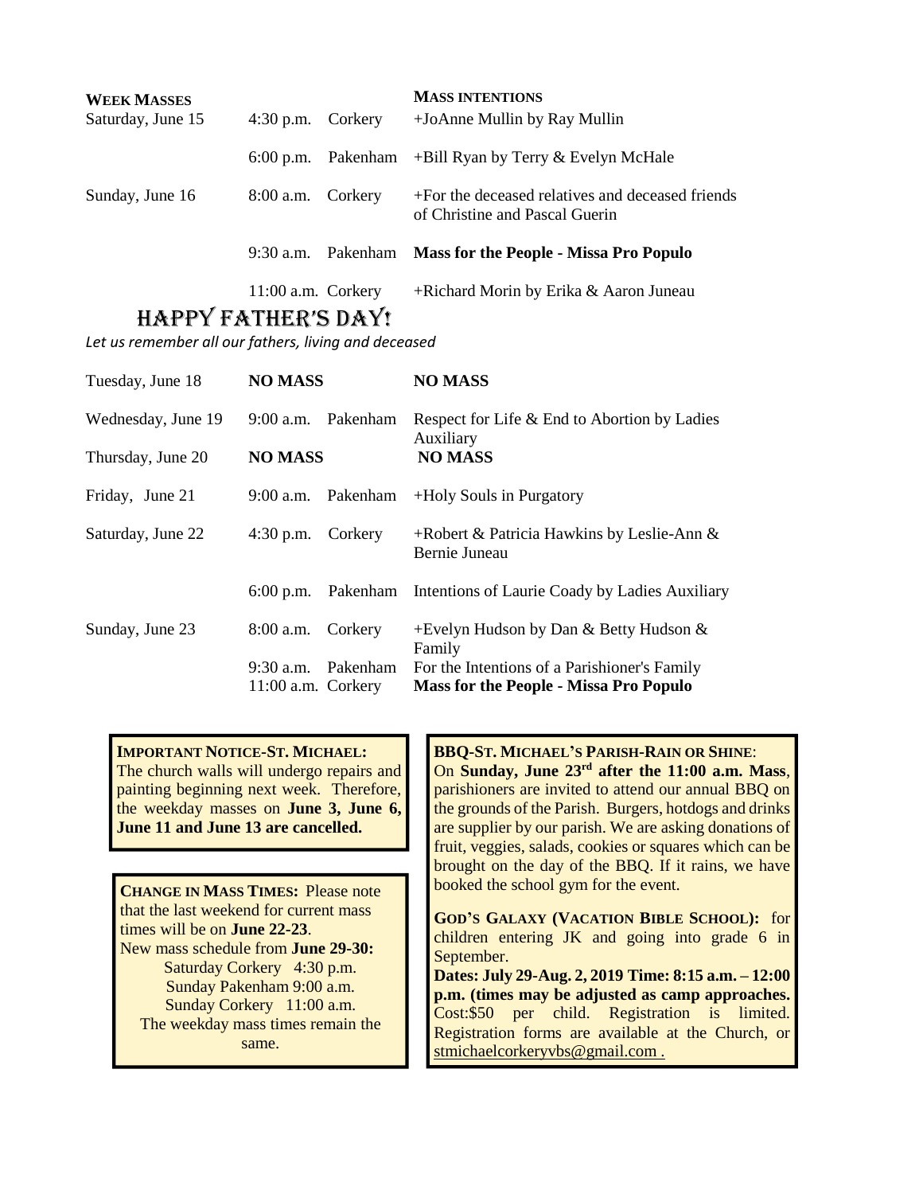| WEEK MASSES | | | MASS INTENTIONS |
|---|---|---|---|
| Saturday, June 15 | 4:30 p.m. | Corkery | +JoAnne Mullin by Ray Mullin |
| | 6:00 p.m. | Pakenham | +Bill Ryan by Terry & Evelyn McHale |
| Sunday, June 16 | 8:00 a.m. | Corkery | +For the deceased relatives and deceased friends of Christine and Pascal Guerin |
| | 9:30 a.m. | Pakenham | **Mass for the People - Missa Pro Populo** |
| | 11:00 a.m. | Corkery | +Richard Morin by Erika & Aaron Juneau |

## HAPPY FATHER'S DAY!

*Let us remember all our fathers, living and deceased*

| | | | |
|---|---|---|---|
| Tuesday, June 18 | **NO MASS** | | **NO MASS** |
| Wednesday, June 19 | 9:00 a.m. | Pakenham | Respect for Life & End to Abortion by Ladies Auxiliary |
| Thursday, June 20 | **NO MASS** | | **NO MASS** |
| Friday, June 21 | 9:00 a.m. | Pakenham | +Holy Souls in Purgatory |
| Saturday, June 22 | 4:30 p.m. | Corkery | +Robert & Patricia Hawkins by Leslie-Ann & Bernie Juneau |
| | 6:00 p.m. | Pakenham | Intentions of Laurie Coady by Ladies Auxiliary |
| Sunday, June 23 | 8:00 a.m. | Corkery | +Evelyn Hudson by Dan & Betty Hudson & Family |
| | 9:30 a.m. | Pakenham | For the Intentions of a Parishioner's Family |
| | 11:00 a.m. | Corkery | **Mass for the People - Missa Pro Populo** |

**IMPORTANT NOTICE-ST. MICHAEL:** The church walls will undergo repairs and painting beginning next week. Therefore, the weekday masses on **June 3, June 6, June 11 and June 13 are cancelled.**

**CHANGE IN MASS TIMES:** Please note that the last weekend for current mass times will be on **June 22-23**.
New mass schedule from **June 29-30:**
Saturday Corkery 4:30 p.m.
Sunday Pakenham 9:00 a.m.
Sunday Corkery 11:00 a.m.
The weekday mass times remain the same.

**BBQ-ST. MICHAEL'S PARISH-RAIN OR SHINE**: On **Sunday, June 23rd after the 11:00 a.m. Mass**, parishioners are invited to attend our annual BBQ on the grounds of the Parish. Burgers, hotdogs and drinks are supplier by our parish. We are asking donations of fruit, veggies, salads, cookies or squares which can be brought on the day of the BBQ. If it rains, we have booked the school gym for the event.

**GOD'S GALAXY (VACATION BIBLE SCHOOL):** for children entering JK and going into grade 6 in September.
**Dates: July 29-Aug. 2, 2019 Time: 8:15 a.m. – 12:00 p.m. (times may be adjusted as camp approaches.** Cost:$50 per child. Registration is limited. Registration forms are available at the Church, or stmichaelcorkeryvbs@gmail.com .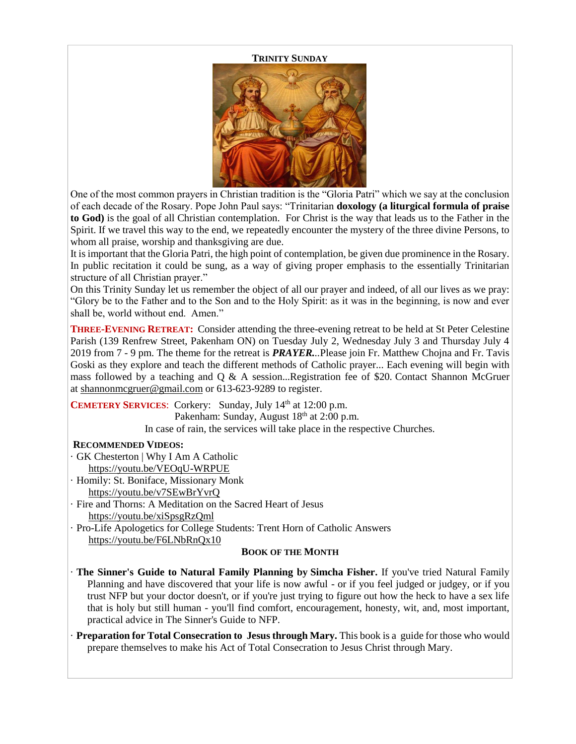## TRINITY SUNDAY

One of the most common prayers in Christian tradition is the "Gloria Patri" which we say at the conclusion of each decade of the Rosary. Pope John Paul says: "Trinitarian **doxology (a liturgical formula of praise to God)** is the goal of all Christian contemplation. For Christ is the way that leads us to the Father in the Spirit. If we travel this way to the end, we repeatedly encounter the mystery of the three divine Persons, to whom all praise, worship and thanksgiving are due.

It is important that the Gloria Patri, the high point of contemplation, be given due prominence in the Rosary. In public recitation it could be sung, as a way of giving proper emphasis to the essentially Trinitarian structure of all Christian prayer."

On this Trinity Sunday let us remember the object of all our prayer and indeed, of all our lives as we pray: "Glory be to the Father and to the Son and to the Holy Spirit: as it was in the beginning, is now and ever shall be, world without end. Amen."

**THREE-EVENING RETREAT:** Consider attending the three-evening retreat to be held at St Peter Celestine Parish (139 Renfrew Street, Pakenham ON) on Tuesday July 2, Wednesday July 3 and Thursday July 4 2019 from 7 - 9 pm. The theme for the retreat is ***PRAYER.***..Please join Fr. Matthew Chojna and Fr. Tavis Goski as they explore and teach the different methods of Catholic prayer... Each evening will begin with mass followed by a teaching and Q & A session...Registration fee of $20. Contact Shannon McGruer at shannonmcgruer@gmail.com or 613-623-9289 to register.

**CEMETERY SERVICES:** Corkery: Sunday, July 14th at 12:00 p.m.
Pakenham: Sunday, August 18th at 2:00 p.m.
In case of rain, the services will take place in the respective Churches.

**RECOMMENDED VIDEOS:**

- GK Chesterton | Why I Am A Catholic
  https://youtu.be/VEOqU-WRPUE
- Homily: St. Boniface, Missionary Monk
  https://youtu.be/v7SEwBrYvrQ
- Fire and Thorns: A Meditation on the Sacred Heart of Jesus
  https://youtu.be/xiSpsgRzQml
- Pro-Life Apologetics for College Students: Trent Horn of Catholic Answers
  https://youtu.be/F6LNbRnQx10

**BOOK OF THE MONTH**

- **The Sinner's Guide to Natural Family Planning by Simcha Fisher.** If you've tried Natural Family Planning and have discovered that your life is now awful - or if you feel judged or judgey, or if you trust NFP but your doctor doesn't, or if you're just trying to figure out how the heck to have a sex life that is holy but still human - you'll find comfort, encouragement, honesty, wit, and, most important, practical advice in The Sinner's Guide to NFP.
- **Preparation for Total Consecration to Jesus through Mary.** This book is a guide for those who would prepare themselves to make his Act of Total Consecration to Jesus Christ through Mary.